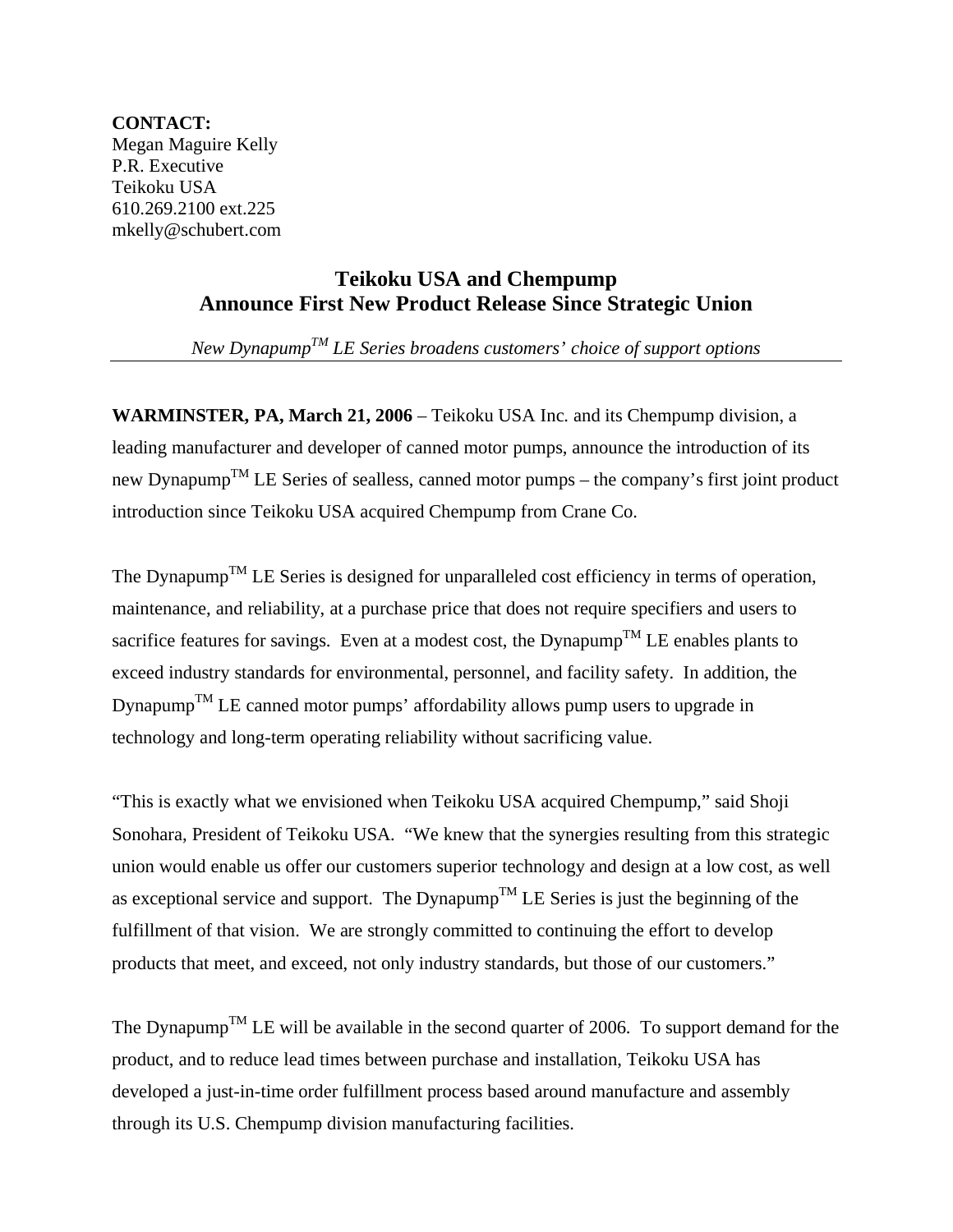**CONTACT:**
Megan Maguire Kelly
P.R. Executive
Teikoku USA
610.269.2100 ext.225
mkelly@schubert.com

# Teikoku USA and Chempump Announce First New Product Release Since Strategic Union

*New Dynapump$^{TM}$ LE Series broadens customers' choice of support options*

---

**WARMINSTER, PA, March 21, 2006** – Teikoku USA Inc. and its Chempump division, a leading manufacturer and developer of canned motor pumps, announce the introduction of its new Dynapump$^{TM}$ LE Series of sealless, canned motor pumps – the company's first joint product introduction since Teikoku USA acquired Chempump from Crane Co.

The Dynapump$^{TM}$ LE Series is designed for unparalleled cost efficiency in terms of operation, maintenance, and reliability, at a purchase price that does not require specifiers and users to sacrifice features for savings. Even at a modest cost, the Dynapump$^{TM}$ LE enables plants to exceed industry standards for environmental, personnel, and facility safety. In addition, the Dynapump$^{TM}$ LE canned motor pumps' affordability allows pump users to upgrade in technology and long-term operating reliability without sacrificing value.

"This is exactly what we envisioned when Teikoku USA acquired Chempump," said Shoji Sonohara, President of Teikoku USA. "We knew that the synergies resulting from this strategic union would enable us offer our customers superior technology and design at a low cost, as well as exceptional service and support. The Dynapump$^{TM}$ LE Series is just the beginning of the fulfillment of that vision. We are strongly committed to continuing the effort to develop products that meet, and exceed, not only industry standards, but those of our customers."

The Dynapump$^{TM}$ LE will be available in the second quarter of 2006. To support demand for the product, and to reduce lead times between purchase and installation, Teikoku USA has developed a just-in-time order fulfillment process based around manufacture and assembly through its U.S. Chempump division manufacturing facilities.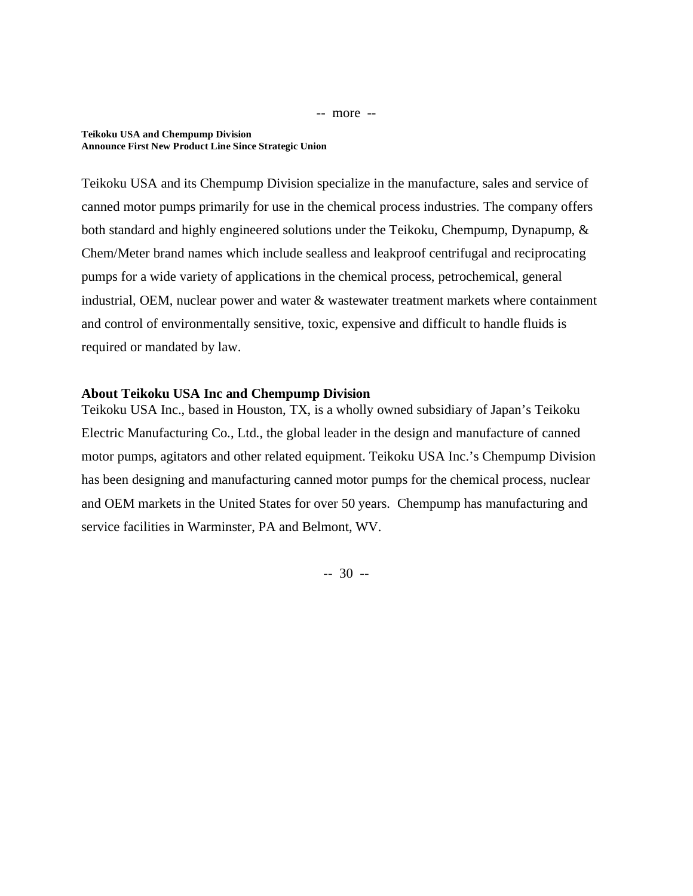Teikoku USA and its Chempump Division specialize in the manufacture, sales and service of canned motor pumps primarily for use in the chemical process industries. The company offers both standard and highly engineered solutions under the Teikoku, Chempump, Dynapump, & Chem/Meter brand names which include sealless and leakproof centrifugal and reciprocating pumps for a wide variety of applications in the chemical process, petrochemical, general industrial, OEM, nuclear power and water & wastewater treatment markets where containment and control of environmentally sensitive, toxic, expensive and difficult to handle fluids is required or mandated by law.

**About Teikoku USA Inc and Chempump Division**

Teikoku USA Inc., based in Houston, TX, is a wholly owned subsidiary of Japan's Teikoku Electric Manufacturing Co., Ltd., the global leader in the design and manufacture of canned motor pumps, agitators and other related equipment. Teikoku USA Inc.'s Chempump Division has been designing and manufacturing canned motor pumps for the chemical process, nuclear and OEM markets in the United States for over 50 years. Chempump has manufacturing and service facilities in Warminster, PA and Belmont, WV.

-- 30 --